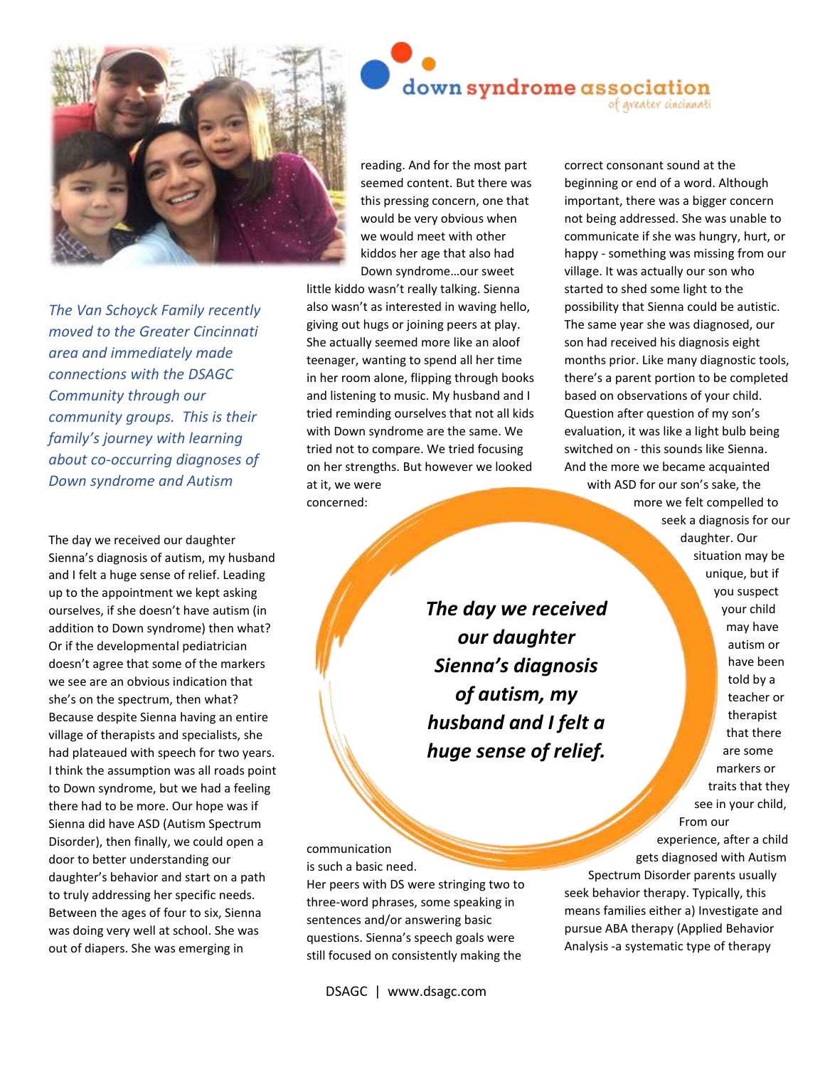# down syndrome association of greater cincinnati

*The Van Schoyck Family recently moved to the Greater Cincinnati area and immediately made connections with the DSAGC Community through our community groups. This is their family's journey with learning about co-occurring diagnoses of Down syndrome and Autism*

The day we received our daughter Sienna's diagnosis of autism, my husband and I felt a huge sense of relief. Leading up to the appointment we kept asking ourselves, if she doesn't have autism (in addition to Down syndrome) then what? Or if the developmental pediatrician doesn't agree that some of the markers we see are an obvious indication that she's on the spectrum, then what? Because despite Sienna having an entire village of therapists and specialists, she had plateaued with speech for two years. I think the assumption was all roads point to Down syndrome, but we had a feeling there had to be more. Our hope was if Sienna did have ASD (Autism Spectrum Disorder), then finally, we could open a door to better understanding our daughter's behavior and start on a path to truly addressing her specific needs. Between the ages of four to six, Sienna was doing very well at school. She was out of diapers. She was emerging in reading. And for the most part seemed content. But there was this pressing concern, one that would be very obvious when we would meet with other kiddos her age that also had Down syndrome…our sweet little kiddo wasn't really talking. Sienna also wasn't as interested in waving hello, giving out hugs or joining peers at play. She actually seemed more like an aloof teenager, wanting to spend all her time in her room alone, flipping through books and listening to music. My husband and I tried reminding ourselves that not all kids with Down syndrome are the same. We tried not to compare. We tried focusing on her strengths. But however we looked at it, we were concerned: communication is such a basic need. Her peers with DS were stringing two to three-word phrases, some speaking in sentences and/or answering basic questions. Sienna's speech goals were still focused on consistently making the correct consonant sound at the beginning or end of a word. Although important, there was a bigger concern not being addressed. She was unable to communicate if she was hungry, hurt, or happy - something was missing from our village. It was actually our son who started to shed some light to the possibility that Sienna could be autistic. The same year she was diagnosed, our son had received his diagnosis eight months prior. Like many diagnostic tools, there's a parent portion to be completed based on observations of your child. Question after question of my son's evaluation, it was like a light bulb being switched on - this sounds like Sienna. And the more we became acquainted with ASD for our son's sake, the more we felt compelled to seek a diagnosis for our daughter. Our situation may be unique, but if you suspect your child may have autism or have been told by a teacher or therapist that there are some markers or traits that they see in your child, From our experience, after a child gets diagnosed with Autism Spectrum Disorder parents usually seek behavior therapy. Typically, this means families either a) Investigate and pursue ABA therapy (Applied Behavior Analysis -a systematic type of therapy

> ***The day we received our daughter Sienna's diagnosis of autism, my husband and I felt a huge sense of relief.***

DSAGC | www.dsagc.com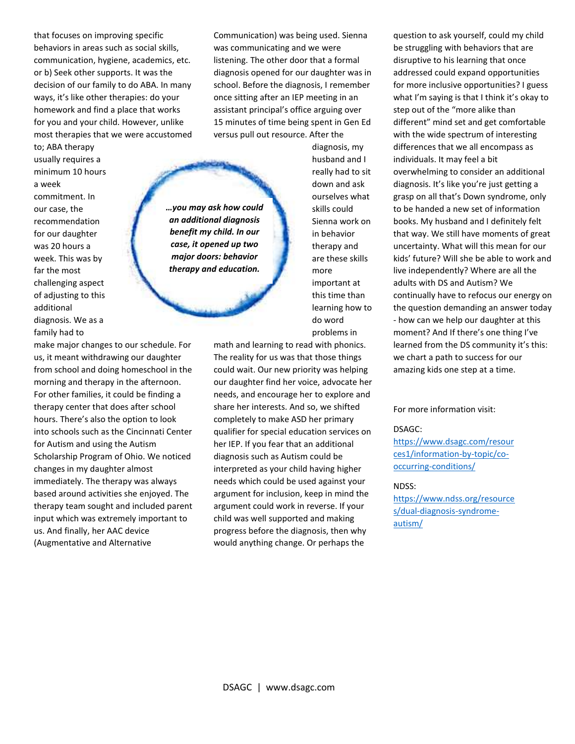that focuses on improving specific behaviors in areas such as social skills, communication, hygiene, academics, etc. or b) Seek other supports. It was the decision of our family to do ABA. In many ways, it's like other therapies: do your homework and find a place that works for you and your child. However, unlike most therapies that we were accustomed to; ABA therapy usually requires a minimum 10 hours a week commitment. In our case, the recommendation for our daughter was 20 hours a week. This was by far the most challenging aspect of adjusting to this additional diagnosis. We as a family had to make major changes to our schedule. For us, it meant withdrawing our daughter from school and doing homeschool in the morning and therapy in the afternoon. For other families, it could be finding a therapy center that does after school hours. There's also the option to look into schools such as the Cincinnati Center for Autism and using the Autism Scholarship Program of Ohio. We noticed changes in my daughter almost immediately. The therapy was always based around activities she enjoyed. The therapy team sought and included parent input which was extremely important to us. And finally, her AAC device (Augmentative and Alternative Communication) was being used. Sienna was communicating and we were listening. The other door that a formal diagnosis opened for our daughter was in school. Before the diagnosis, I remember once sitting after an IEP meeting in an assistant principal's office arguing over 15 minutes of time being spent in Gen Ed versus pull out resource. After the diagnosis, my husband and I really had to sit down and ask ourselves what skills could Sienna work on in behavior therapy and are these skills more important at this time than learning how to do word problems in math and learning to read with phonics. The reality for us was that those things could wait. Our new priority was helping our daughter find her voice, advocate her needs, and encourage her to explore and share her interests. And so, we shifted completely to make ASD her primary qualifier for special education services on her IEP. If you fear that an additional diagnosis such as Autism could be interpreted as your child having higher needs which could be used against your argument for inclusion, keep in mind the argument could work in reverse. If your child was well supported and making progress before the diagnosis, then why would anything change. Or perhaps the question to ask yourself, could my child be struggling with behaviors that are disruptive to his learning that once addressed could expand opportunities for more inclusive opportunities? I guess what I'm saying is that I think it's okay to step out of the "more alike than different" mind set and get comfortable with the wide spectrum of interesting differences that we all encompass as individuals. It may feel a bit overwhelming to consider an additional diagnosis. It's like you're just getting a grasp on all that's Down syndrome, only to be handed a new set of information books. My husband and I definitely felt that way. We still have moments of great uncertainty. What will this mean for our kids' future? Will she be able to work and live independently? Where are all the adults with DS and Autism? We continually have to refocus our energy on the question demanding an answer today - how can we help our daughter at this moment? And If there's one thing I've learned from the DS community it's this: we chart a path to success for our amazing kids one step at a time.

***…you may ask how could an additional diagnosis benefit my child. In our case, it opened up two major doors: behavior therapy and education.***

For more information visit:

DSAGC:
https://www.dsagc.com/resources1/information-by-topic/co-occurring-conditions/

NDSS:
https://www.ndss.org/resources/dual-diagnosis-syndrome-autism/